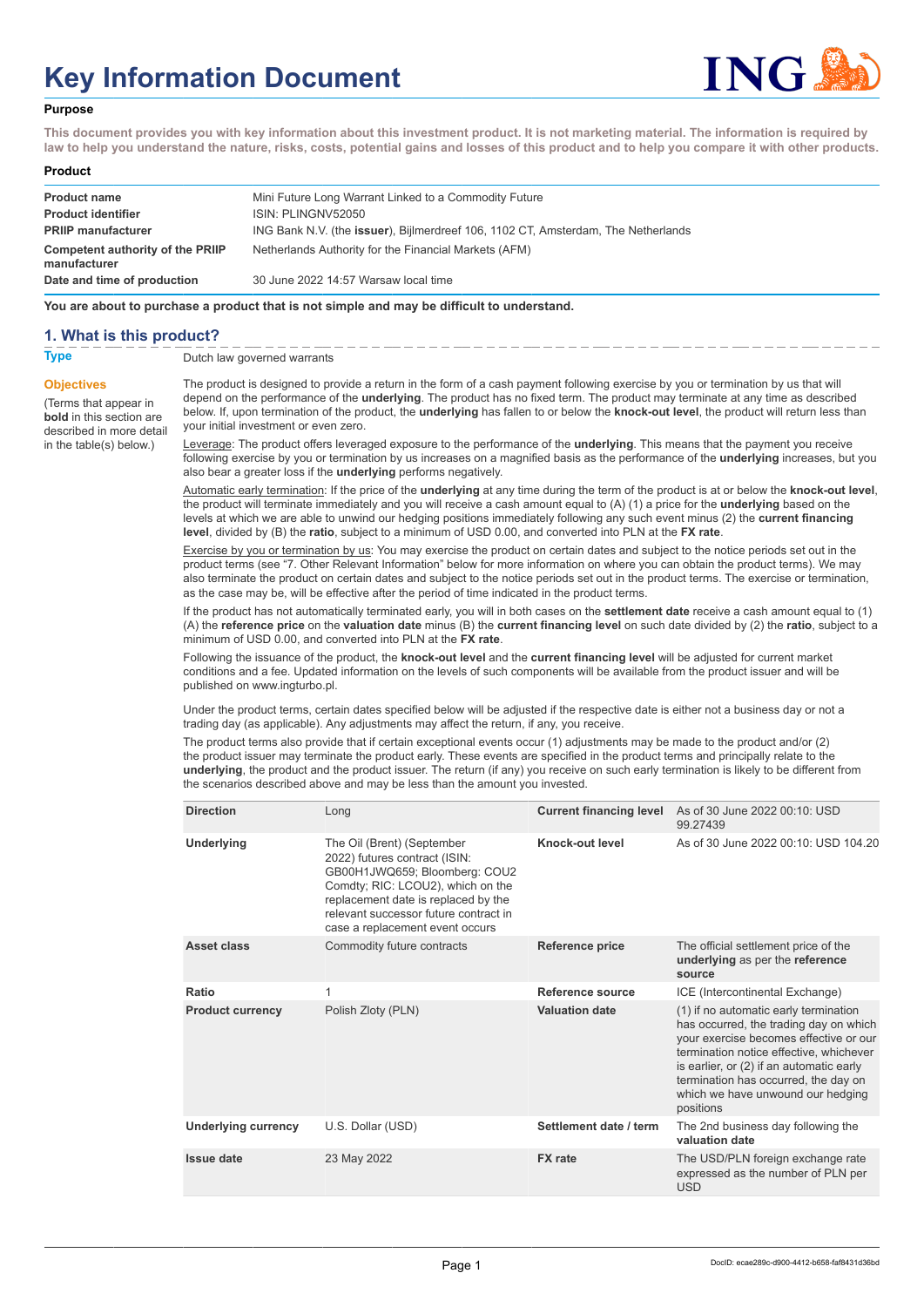# Key Information Document

**Purpose**

**This document provides you with key information about this investment product. It is not marketing material. The information is required by law to help you understand the nature, risks, costs, potential gains and losses of this product and to help you compare it with other products.**

**Product**

| | |
|---|---|
| **Product name** | Mini Future Long Warrant Linked to a Commodity Future |
| **Product identifier** | ISIN: PLINGNV52050 |
| **PRIIP manufacturer** | ING Bank N.V. (the **issuer**), Bijlmerdreef 106, 1102 CT, Amsterdam, The Netherlands |
| **Competent authority of the PRIIP manufacturer** | Netherlands Authority for the Financial Markets (AFM) |
| **Date and time of production** | 30 June 2022 14:57 Warsaw local time |

**You are about to purchase a product that is not simple and may be difficult to understand.**

## 1. What is this product?

**Type**

Dutch law governed warrants

**Objectives**

(Terms that appear in **bold** in this section are described in more detail in the table(s) below.)

The product is designed to provide a return in the form of a cash payment following exercise by you or termination by us that will depend on the performance of the **underlying**. The product has no fixed term. The product may terminate at any time as described below. If, upon termination of the product, the **underlying** has fallen to or below the **knock-out level**, the product will return less than your initial investment or even zero.

Leverage: The product offers leveraged exposure to the performance of the **underlying**. This means that the payment you receive following exercise by you or termination by us increases on a magnified basis as the performance of the **underlying** increases, but you also bear a greater loss if the **underlying** performs negatively.

Automatic early termination: If the price of the **underlying** at any time during the term of the product is at or below the **knock-out level**, the product will terminate immediately and you will receive a cash amount equal to (A) (1) a price for the **underlying** based on the levels at which we are able to unwind our hedging positions immediately following any such event minus (2) the **current financing level**, divided by (B) the **ratio**, subject to a minimum of USD 0.00, and converted into PLN at the **FX rate**.

Exercise by you or termination by us: You may exercise the product on certain dates and subject to the notice periods set out in the product terms (see "7. Other Relevant Information" below for more information on where you can obtain the product terms). We may also terminate the product on certain dates and subject to the notice periods set out in the product terms. The exercise or termination, as the case may be, will be effective after the period of time indicated in the product terms.

If the product has not automatically terminated early, you will in both cases on the **settlement date** receive a cash amount equal to (1) (A) the **reference price** on the **valuation date** minus (B) the **current financing level** on such date divided by (2) the **ratio**, subject to a minimum of USD 0.00, and converted into PLN at the **FX rate**.

Following the issuance of the product, the **knock-out level** and the **current financing level** will be adjusted for current market conditions and a fee. Updated information on the levels of such components will be available from the product issuer and will be published on www.ingturbo.pl.

Under the product terms, certain dates specified below will be adjusted if the respective date is either not a business day or not a trading day (as applicable). Any adjustments may affect the return, if any, you receive.

The product terms also provide that if certain exceptional events occur (1) adjustments may be made to the product and/or (2) the product issuer may terminate the product early. These events are specified in the product terms and principally relate to the **underlying**, the product and the product issuer. The return (if any) you receive on such early termination is likely to be different from the scenarios described above and may be less than the amount you invested.

| | | | |
|---|---|---|---|
| **Direction** | Long | **Current financing level** | As of 30 June 2022 00:10: USD 99.27439 |
| **Underlying** | The Oil (Brent) (September 2022) futures contract (ISIN: GB00H1JWQ659; Bloomberg: COU2 Comdty; RIC: LCOU2), which on the replacement date is replaced by the relevant successor future contract in case a replacement event occurs | **Knock-out level** | As of 30 June 2022 00:10: USD 104.20 |
| **Asset class** | Commodity future contracts | **Reference price** | The official settlement price of the **underlying** as per the **reference source** |
| **Ratio** | 1 | **Reference source** | ICE (Intercontinental Exchange) |
| **Product currency** | Polish Zloty (PLN) | **Valuation date** | (1) if no automatic early termination has occurred, the trading day on which your exercise becomes effective or our termination notice effective, whichever is earlier, or (2) if an automatic early termination has occurred, the day on which we have unwound our hedging positions |
| **Underlying currency** | U.S. Dollar (USD) | **Settlement date / term** | The 2nd business day following the **valuation date** |
| **Issue date** | 23 May 2022 | **FX rate** | The USD/PLN foreign exchange rate expressed as the number of PLN per USD |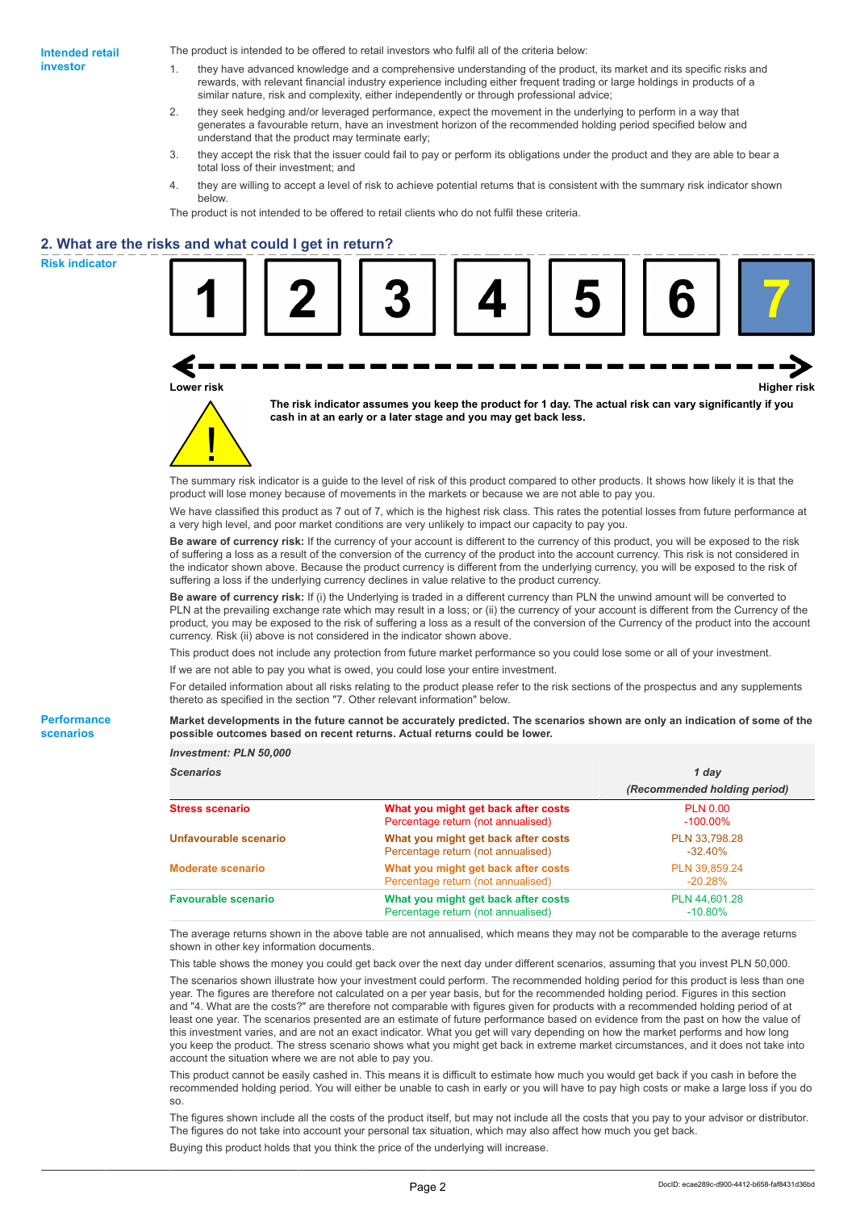**Intended retail investor**

The product is intended to be offered to retail investors who fulfil all of the criteria below:

1. they have advanced knowledge and a comprehensive understanding of the product, its market and its specific risks and rewards, with relevant financial industry experience including either frequent trading or large holdings in products of a similar nature, risk and complexity, either independently or through professional advice;
2. they seek hedging and/or leveraged performance, expect the movement in the underlying to perform in a way that generates a favourable return, have an investment horizon of the recommended holding period specified below and understand that the product may terminate early;
3. they accept the risk that the issuer could fail to pay or perform its obligations under the product and they are able to bear a total loss of their investment; and
4. they are willing to accept a level of risk to achieve potential returns that is consistent with the summary risk indicator shown below.

The product is not intended to be offered to retail clients who do not fulfil these criteria.

## 2. What are the risks and what could I get in return?

**Risk indicator**

1 2 3 4 5 6 **7**

Lower risk — Higher risk

**The risk indicator assumes you keep the product for 1 day. The actual risk can vary significantly if you cash in at an early or a later stage and you may get back less.**

The summary risk indicator is a guide to the level of risk of this product compared to other products. It shows how likely it is that the product will lose money because of movements in the markets or because we are not able to pay you.

We have classified this product as 7 out of 7, which is the highest risk class. This rates the potential losses from future performance at a very high level, and poor market conditions are very unlikely to impact our capacity to pay you.

**Be aware of currency risk:** If the currency of your account is different to the currency of this product, you will be exposed to the risk of suffering a loss as a result of the conversion of the currency of the product into the account currency. This risk is not considered in the indicator shown above. Because the product currency is different from the underlying currency, you will be exposed to the risk of suffering a loss if the underlying currency declines in value relative to the product currency.

**Be aware of currency risk:** If (i) the Underlying is traded in a different currency than PLN the unwind amount will be converted to PLN at the prevailing exchange rate which may result in a loss; or (ii) the currency of your account is different from the Currency of the product, you may be exposed to the risk of suffering a loss as a result of the conversion of the Currency of the product into the account currency. Risk (ii) above is not considered in the indicator shown above.

This product does not include any protection from future market performance so you could lose some or all of your investment.

If we are not able to pay you what is owed, you could lose your entire investment.

For detailed information about all risks relating to the product please refer to the risk sections of the prospectus and any supplements thereto as specified in the section "7. Other relevant information" below.

**Performance scenarios**

**Market developments in the future cannot be accurately predicted. The scenarios shown are only an indication of some of the possible outcomes based on recent returns. Actual returns could be lower.**

| *Investment: PLN 50,000* | | |
|---|---|---|
| *Scenarios* | | *1 day (Recommended holding period)* |
| **Stress scenario** | **What you might get back after costs** | PLN 0.00 |
| | Percentage return (not annualised) | -100.00% |
| **Unfavourable scenario** | **What you might get back after costs** | PLN 33,798.28 |
| | Percentage return (not annualised) | -32.40% |
| **Moderate scenario** | **What you might get back after costs** | PLN 39,859.24 |
| | Percentage return (not annualised) | -20.28% |
| **Favourable scenario** | **What you might get back after costs** | PLN 44,601.28 |
| | Percentage return (not annualised) | -10.80% |

The average returns shown in the above table are not annualised, which means they may not be comparable to the average returns shown in other key information documents.

This table shows the money you could get back over the next day under different scenarios, assuming that you invest PLN 50,000.

The scenarios shown illustrate how your investment could perform. The recommended holding period for this product is less than one year. The figures are therefore not calculated on a per year basis, but for the recommended holding period. Figures in this section and "4. What are the costs?" are therefore not comparable with figures given for products with a recommended holding period of at least one year. The scenarios presented are an estimate of future performance based on evidence from the past on how the value of this investment varies, and are not an exact indicator. What you get will vary depending on how the market performs and how long you keep the product. The stress scenario shows what you might get back in extreme market circumstances, and it does not take into account the situation where we are not able to pay you.

This product cannot be easily cashed in. This means it is difficult to estimate how much you would get back if you cash in before the recommended holding period. You will either be unable to cash in early or you will have to pay high costs or make a large loss if you do so.

The figures shown include all the costs of the product itself, but may not include all the costs that you pay to your advisor or distributor. The figures do not take into account your personal tax situation, which may also affect how much you get back.

Buying this product holds that you think the price of the underlying will increase.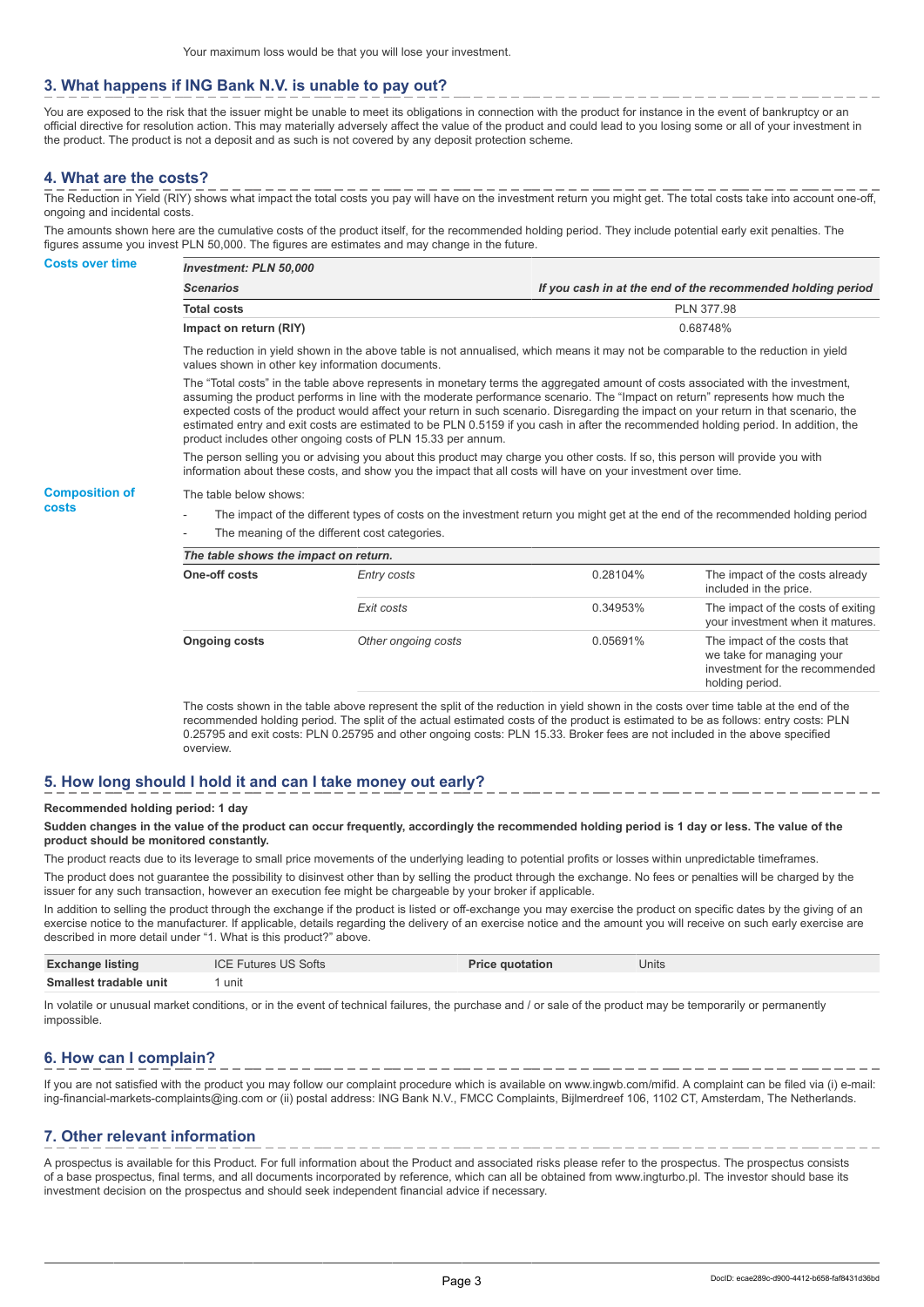Your maximum loss would be that you will lose your investment.

## 3. What happens if ING Bank N.V. is unable to pay out?

You are exposed to the risk that the issuer might be unable to meet its obligations in connection with the product for instance in the event of bankruptcy or an official directive for resolution action. This may materially adversely affect the value of the product and could lead to you losing some or all of your investment in the product. The product is not a deposit and as such is not covered by any deposit protection scheme.

## 4. What are the costs?

The Reduction in Yield (RIY) shows what impact the total costs you pay will have on the investment return you might get. The total costs take into account one-off, ongoing and incidental costs.

The amounts shown here are the cumulative costs of the product itself, for the recommended holding period. They include potential early exit penalties. The figures assume you invest PLN 50,000. The figures are estimates and may change in the future.

**Costs over time**

| *Investment: PLN 50,000* | |
|---|---|
| ***Scenarios*** | ***If you cash in at the end of the recommended holding period*** |
| **Total costs** | PLN 377.98 |
| **Impact on return (RIY)** | 0.68748% |

The reduction in yield shown in the above table is not annualised, which means it may not be comparable to the reduction in yield values shown in other key information documents.

The "Total costs" in the table above represents in monetary terms the aggregated amount of costs associated with the investment, assuming the product performs in line with the moderate performance scenario. The "Impact on return" represents how much the expected costs of the product would affect your return in such scenario. Disregarding the impact on your return in that scenario, the estimated entry and exit costs are estimated to be PLN 0.5159 if you cash in after the recommended holding period. In addition, the product includes other ongoing costs of PLN 15.33 per annum.

The person selling you or advising you about this product may charge you other costs. If so, this person will provide you with information about these costs, and show you the impact that all costs will have on your investment over time.

**Composition of costs**

The table below shows:

- The impact of the different types of costs on the investment return you might get at the end of the recommended holding period
- The meaning of the different cost categories.

| *The table shows the impact on return.* | | | |
|---|---|---|---|
| **One-off costs** | *Entry costs* | 0.28104% | The impact of the costs already included in the price. |
| | *Exit costs* | 0.34953% | The impact of the costs of exiting your investment when it matures. |
| **Ongoing costs** | *Other ongoing costs* | 0.05691% | The impact of the costs that we take for managing your investment for the recommended holding period. |

The costs shown in the table above represent the split of the reduction in yield shown in the costs over time table at the end of the recommended holding period. The split of the actual estimated costs of the product is estimated to be as follows: entry costs: PLN 0.25795 and exit costs: PLN 0.25795 and other ongoing costs: PLN 15.33. Broker fees are not included in the above specified overview.

## 5. How long should I hold it and can I take money out early?

**Recommended holding period: 1 day**

**Sudden changes in the value of the product can occur frequently, accordingly the recommended holding period is 1 day or less. The value of the product should be monitored constantly.**

The product reacts due to its leverage to small price movements of the underlying leading to potential profits or losses within unpredictable timeframes.

The product does not guarantee the possibility to disinvest other than by selling the product through the exchange. No fees or penalties will be charged by the issuer for any such transaction, however an execution fee might be chargeable by your broker if applicable.

In addition to selling the product through the exchange if the product is listed or off-exchange you may exercise the product on specific dates by the giving of an exercise notice to the manufacturer. If applicable, details regarding the delivery of an exercise notice and the amount you will receive on such early exercise are described in more detail under "1. What is this product?" above.

| | | | |
|---|---|---|---|
| **Exchange listing** | ICE Futures US Softs | **Price quotation** | Units |
| **Smallest tradable unit** | 1 unit | | |

In volatile or unusual market conditions, or in the event of technical failures, the purchase and / or sale of the product may be temporarily or permanently impossible.

## 6. How can I complain?

If you are not satisfied with the product you may follow our complaint procedure which is available on www.ingwb.com/mifid. A complaint can be filed via (i) e-mail: ing-financial-markets-complaints@ing.com or (ii) postal address: ING Bank N.V., FMCC Complaints, Bijlmerdreef 106, 1102 CT, Amsterdam, The Netherlands.

## 7. Other relevant information

A prospectus is available for this Product. For full information about the Product and associated risks please refer to the prospectus. The prospectus consists of a base prospectus, final terms, and all documents incorporated by reference, which can all be obtained from www.ingturbo.pl. The investor should base its investment decision on the prospectus and should seek independent financial advice if necessary.

DocID: ecae289c-d900-4412-b658-faf8431d36bd